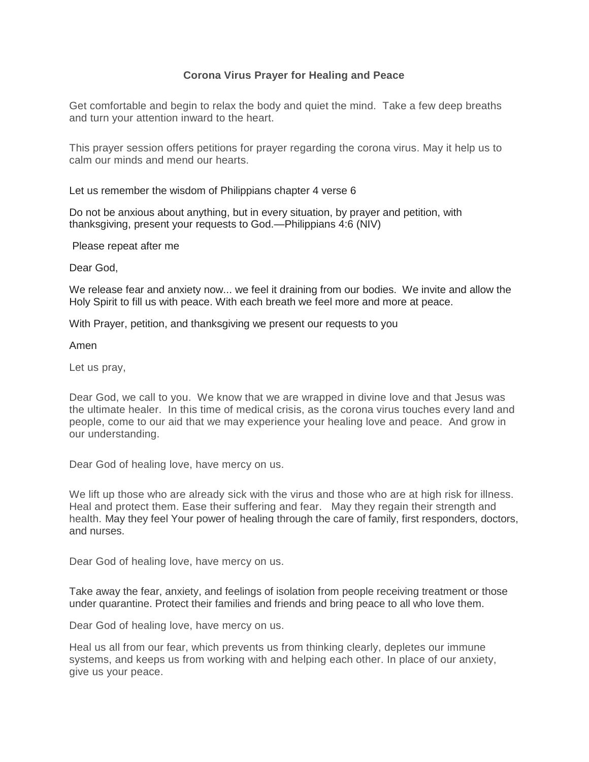# Corona Virus Prayer for Healing and Peace

Get comfortable and begin to relax the body and quiet the mind. Take a few deep breaths and turn your attention inward to the heart.

This prayer session offers petitions for prayer regarding the corona virus. May it help us to calm our minds and mend our hearts.

Let us remember the wisdom of Philippians chapter 4 verse 6

Do not be anxious about anything, but in every situation, by prayer and petition, with thanksgiving, present your requests to God.—Philippians 4:6 (NIV)

Please repeat after me

Dear God,

We release fear and anxiety now... we feel it draining from our bodies. We invite and allow the Holy Spirit to fill us with peace. With each breath we feel more and more at peace.

With Prayer, petition, and thanksgiving we present our requests to you

Amen

Let us pray,

Dear God, we call to you. We know that we are wrapped in divine love and that Jesus was the ultimate healer. In this time of medical crisis, as the corona virus touches every land and people, come to our aid that we may experience your healing love and peace. And grow in our understanding.

Dear God of healing love, have mercy on us.

We lift up those who are already sick with the virus and those who are at high risk for illness. Heal and protect them. Ease their suffering and fear. May they regain their strength and health. May they feel Your power of healing through the care of family, first responders, doctors, and nurses.

Dear God of healing love, have mercy on us.

Take away the fear, anxiety, and feelings of isolation from people receiving treatment or those under quarantine. Protect their families and friends and bring peace to all who love them.

Dear God of healing love, have mercy on us.

Heal us all from our fear, which prevents us from thinking clearly, depletes our immune systems, and keeps us from working with and helping each other. In place of our anxiety, give us your peace.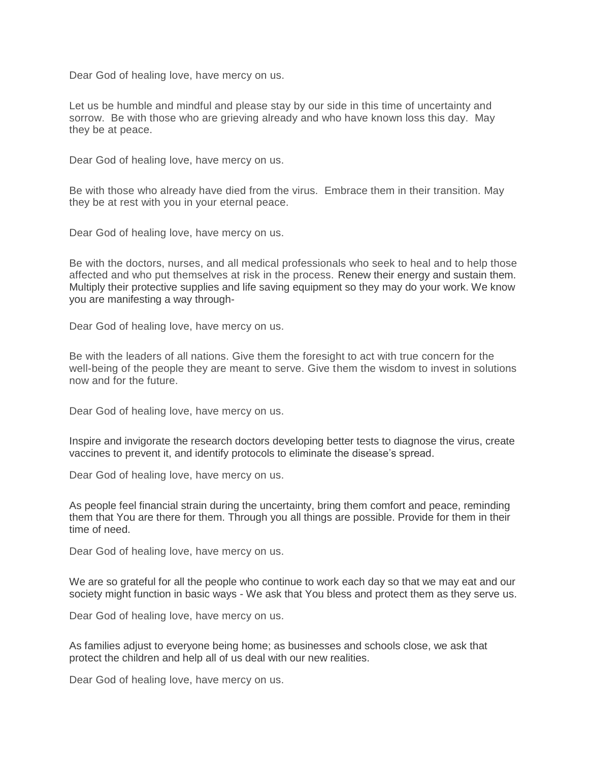Dear God of healing love, have mercy on us.

Let us be humble and mindful and please stay by our side in this time of uncertainty and sorrow. Be with those who are grieving already and who have known loss this day. May they be at peace.

Dear God of healing love, have mercy on us.

Be with those who already have died from the virus. Embrace them in their transition. May they be at rest with you in your eternal peace.

Dear God of healing love, have mercy on us.

Be with the doctors, nurses, and all medical professionals who seek to heal and to help those affected and who put themselves at risk in the process. Renew their energy and sustain them. Multiply their protective supplies and life saving equipment so they may do your work. We know you are manifesting a way through-

Dear God of healing love, have mercy on us.

Be with the leaders of all nations. Give them the foresight to act with true concern for the well-being of the people they are meant to serve. Give them the wisdom to invest in solutions now and for the future.

Dear God of healing love, have mercy on us.

Inspire and invigorate the research doctors developing better tests to diagnose the virus, create vaccines to prevent it, and identify protocols to eliminate the disease's spread.

Dear God of healing love, have mercy on us.

As people feel financial strain during the uncertainty, bring them comfort and peace, reminding them that You are there for them. Through you all things are possible. Provide for them in their time of need.

Dear God of healing love, have mercy on us.

We are so grateful for all the people who continue to work each day so that we may eat and our society might function in basic ways - We ask that You bless and protect them as they serve us.

Dear God of healing love, have mercy on us.

As families adjust to everyone being home; as businesses and schools close, we ask that protect the children and help all of us deal with our new realities.

Dear God of healing love, have mercy on us.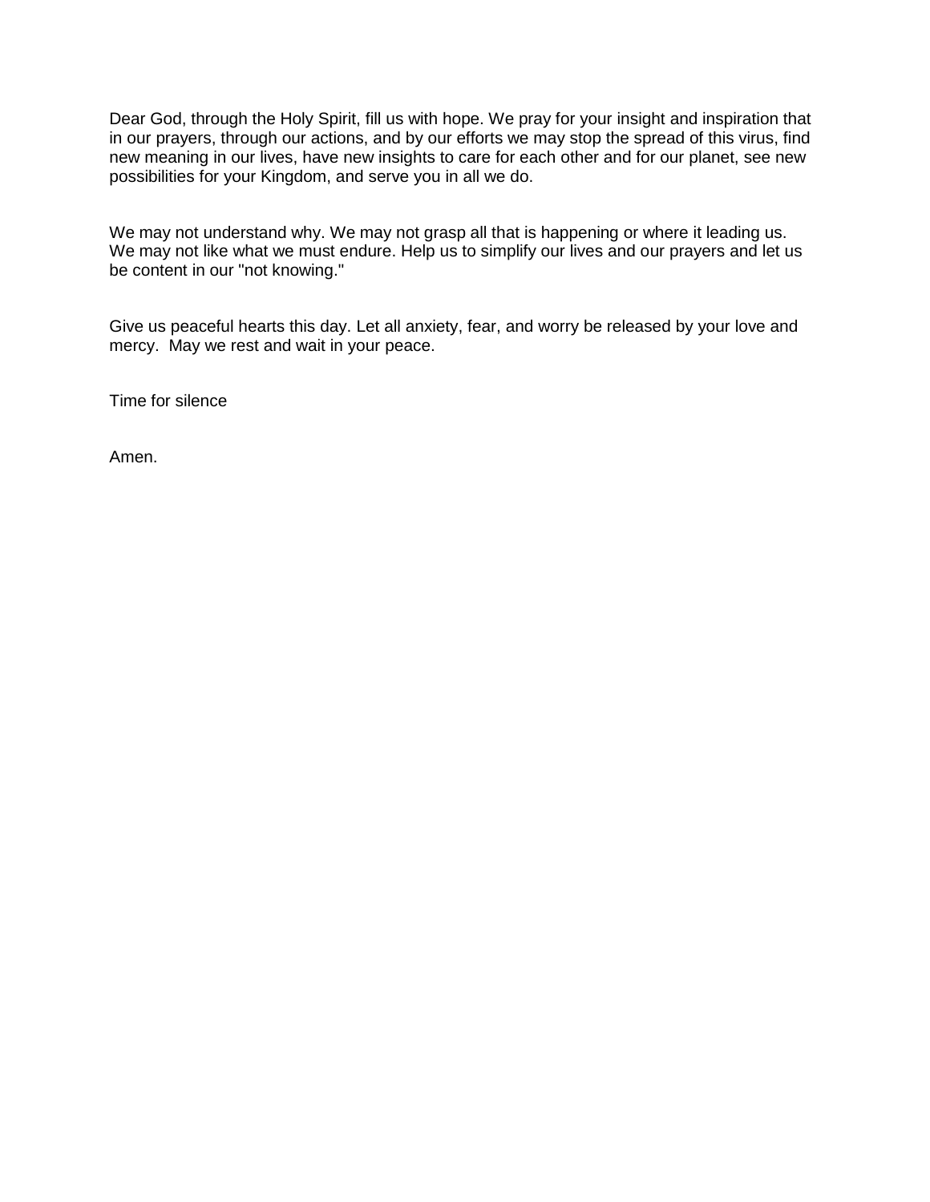Dear God, through the Holy Spirit, fill us with hope. We pray for your insight and inspiration that in our prayers, through our actions, and by our efforts we may stop the spread of this virus, find new meaning in our lives, have new insights to care for each other and for our planet, see new possibilities for your Kingdom, and serve you in all we do.

We may not understand why. We may not grasp all that is happening or where it leading us. We may not like what we must endure. Help us to simplify our lives and our prayers and let us be content in our "not knowing."

Give us peaceful hearts this day. Let all anxiety, fear, and worry be released by your love and mercy. May we rest and wait in your peace.

Time for silence

Amen.